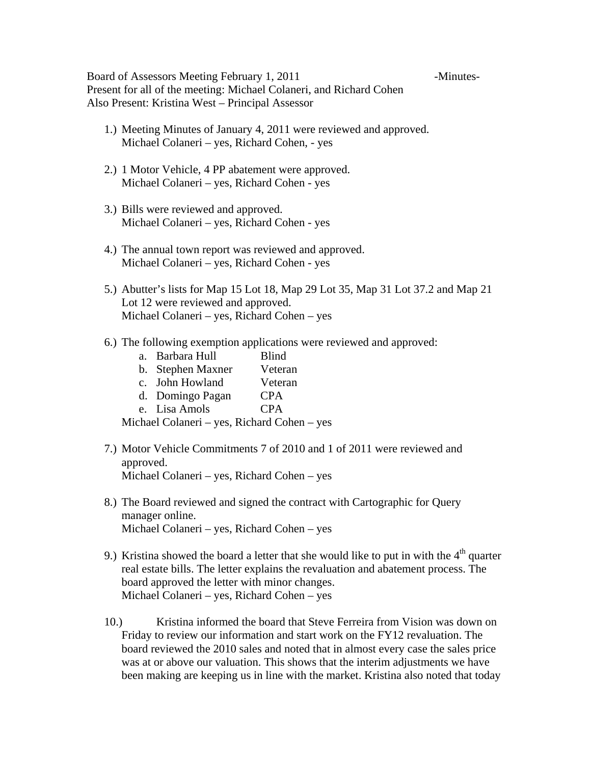Board of Assessors Meeting February 1, 2011 -Minutes-
Present for all of the meeting: Michael Colaneri, and Richard Cohen
Also Present: Kristina West – Principal Assessor

1.) Meeting Minutes of January 4, 2011 were reviewed and approved.
Michael Colaneri – yes, Richard Cohen, - yes

2.) 1 Motor Vehicle, 4 PP abatement were approved.
Michael Colaneri – yes, Richard Cohen - yes

3.) Bills were reviewed and approved.
Michael Colaneri – yes, Richard Cohen - yes

4.) The annual town report was reviewed and approved.
Michael Colaneri – yes, Richard Cohen - yes

5.) Abutter's lists for Map 15 Lot 18, Map 29 Lot 35, Map 31 Lot 37.2 and Map 21 Lot 12 were reviewed and approved.
Michael Colaneri – yes, Richard Cohen – yes

6.) The following exemption applications were reviewed and approved:
   a. Barbara Hull Blind
   b. Stephen Maxner Veteran
   c. John Howland Veteran
   d. Domingo Pagan CPA
   e. Lisa Amols CPA

   Michael Colaneri – yes, Richard Cohen – yes

7.) Motor Vehicle Commitments 7 of 2010 and 1 of 2011 were reviewed and approved.
Michael Colaneri – yes, Richard Cohen – yes

8.) The Board reviewed and signed the contract with Cartographic for Query manager online.
Michael Colaneri – yes, Richard Cohen – yes

9.) Kristina showed the board a letter that she would like to put in with the 4th quarter real estate bills. The letter explains the revaluation and abatement process. The board approved the letter with minor changes.
Michael Colaneri – yes, Richard Cohen – yes

10.) Kristina informed the board that Steve Ferreira from Vision was down on Friday to review our information and start work on the FY12 revaluation. The board reviewed the 2010 sales and noted that in almost every case the sales price was at or above our valuation. This shows that the interim adjustments we have been making are keeping us in line with the market. Kristina also noted that today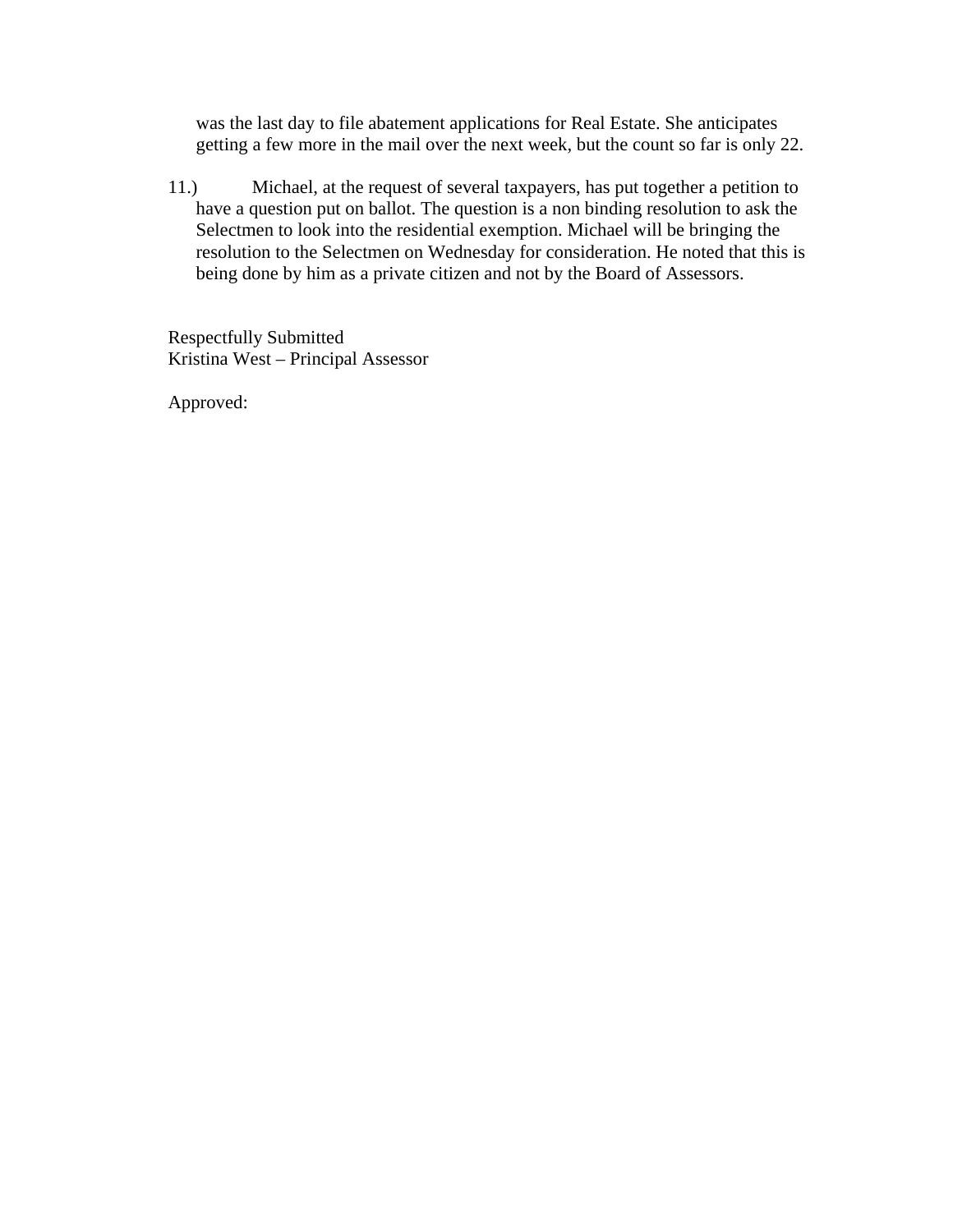was the last day to file abatement applications for Real Estate. She anticipates getting a few more in the mail over the next week, but the count so far is only 22.

11.) Michael, at the request of several taxpayers, has put together a petition to have a question put on ballot. The question is a non binding resolution to ask the Selectmen to look into the residential exemption. Michael will be bringing the resolution to the Selectmen on Wednesday for consideration. He noted that this is being done by him as a private citizen and not by the Board of Assessors.

Respectfully Submitted
Kristina West – Principal Assessor

Approved: